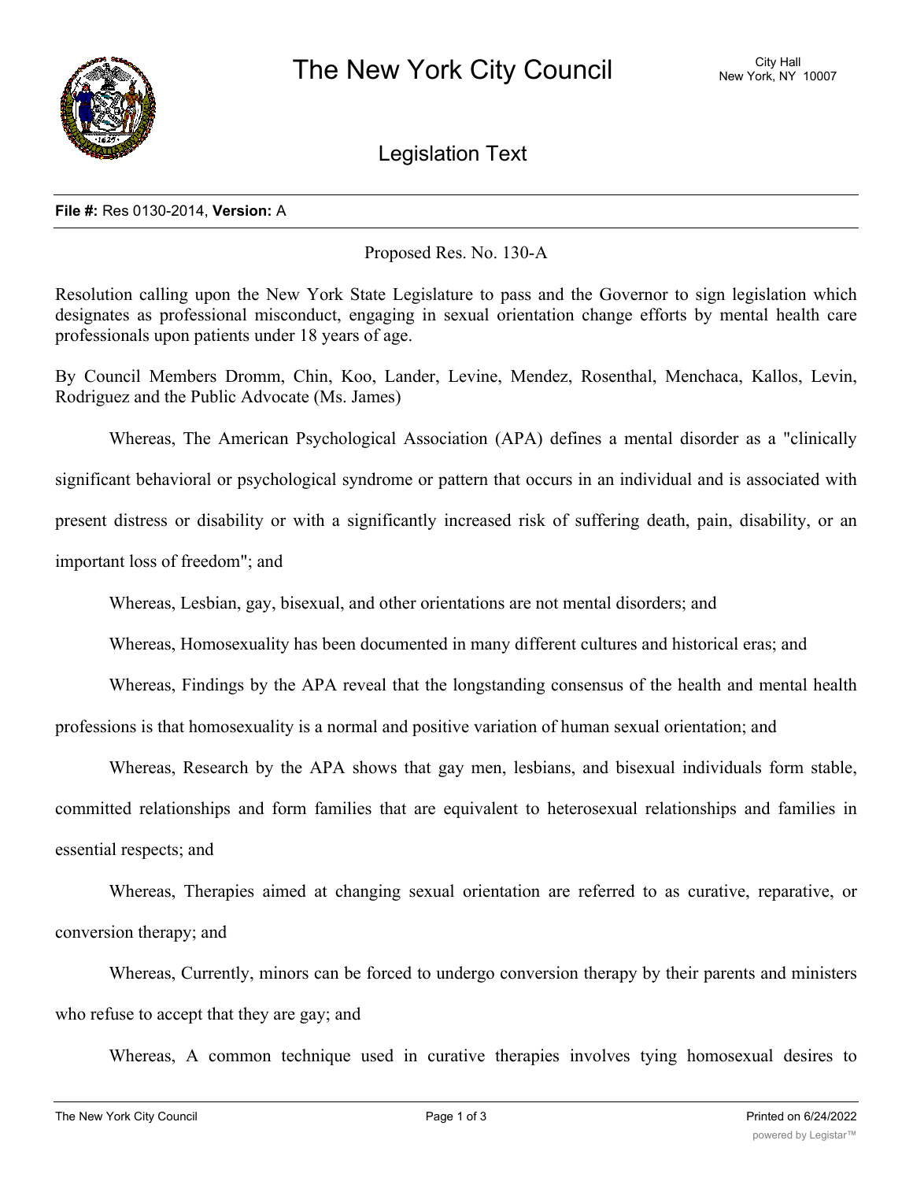# The New York City Council

City Hall
New York, NY 10007

## Legislation Text

**File #:** Res 0130-2014, **Version:** A

Proposed Res. No. 130-A

Resolution calling upon the New York State Legislature to pass and the Governor to sign legislation which designates as professional misconduct, engaging in sexual orientation change efforts by mental health care professionals upon patients under 18 years of age.

By Council Members Dromm, Chin, Koo, Lander, Levine, Mendez, Rosenthal, Menchaca, Kallos, Levin, Rodriguez and the Public Advocate (Ms. James)

Whereas, The American Psychological Association (APA) defines a mental disorder as a "clinically significant behavioral or psychological syndrome or pattern that occurs in an individual and is associated with present distress or disability or with a significantly increased risk of suffering death, pain, disability, or an important loss of freedom"; and

Whereas, Lesbian, gay, bisexual, and other orientations are not mental disorders; and

Whereas, Homosexuality has been documented in many different cultures and historical eras; and

Whereas, Findings by the APA reveal that the longstanding consensus of the health and mental health professions is that homosexuality is a normal and positive variation of human sexual orientation; and

Whereas, Research by the APA shows that gay men, lesbians, and bisexual individuals form stable, committed relationships and form families that are equivalent to heterosexual relationships and families in essential respects; and

Whereas, Therapies aimed at changing sexual orientation are referred to as curative, reparative, or conversion therapy; and

Whereas, Currently, minors can be forced to undergo conversion therapy by their parents and ministers who refuse to accept that they are gay; and

Whereas, A common technique used in curative therapies involves tying homosexual desires to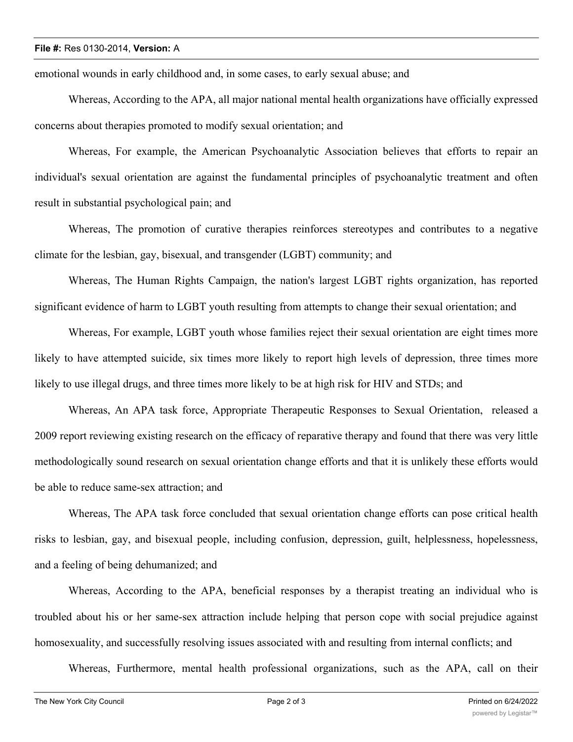emotional wounds in early childhood and, in some cases, to early sexual abuse; and

Whereas, According to the APA, all major national mental health organizations have officially expressed concerns about therapies promoted to modify sexual orientation; and

Whereas, For example, the American Psychoanalytic Association believes that efforts to repair an individual's sexual orientation are against the fundamental principles of psychoanalytic treatment and often result in substantial psychological pain; and

Whereas, The promotion of curative therapies reinforces stereotypes and contributes to a negative climate for the lesbian, gay, bisexual, and transgender (LGBT) community; and

Whereas, The Human Rights Campaign, the nation's largest LGBT rights organization, has reported significant evidence of harm to LGBT youth resulting from attempts to change their sexual orientation; and

Whereas, For example, LGBT youth whose families reject their sexual orientation are eight times more likely to have attempted suicide, six times more likely to report high levels of depression, three times more likely to use illegal drugs, and three times more likely to be at high risk for HIV and STDs; and

Whereas, An APA task force, Appropriate Therapeutic Responses to Sexual Orientation, released a 2009 report reviewing existing research on the efficacy of reparative therapy and found that there was very little methodologically sound research on sexual orientation change efforts and that it is unlikely these efforts would be able to reduce same-sex attraction; and

Whereas, The APA task force concluded that sexual orientation change efforts can pose critical health risks to lesbian, gay, and bisexual people, including confusion, depression, guilt, helplessness, hopelessness, and a feeling of being dehumanized; and

Whereas, According to the APA, beneficial responses by a therapist treating an individual who is troubled about his or her same-sex attraction include helping that person cope with social prejudice against homosexuality, and successfully resolving issues associated with and resulting from internal conflicts; and

Whereas, Furthermore, mental health professional organizations, such as the APA, call on their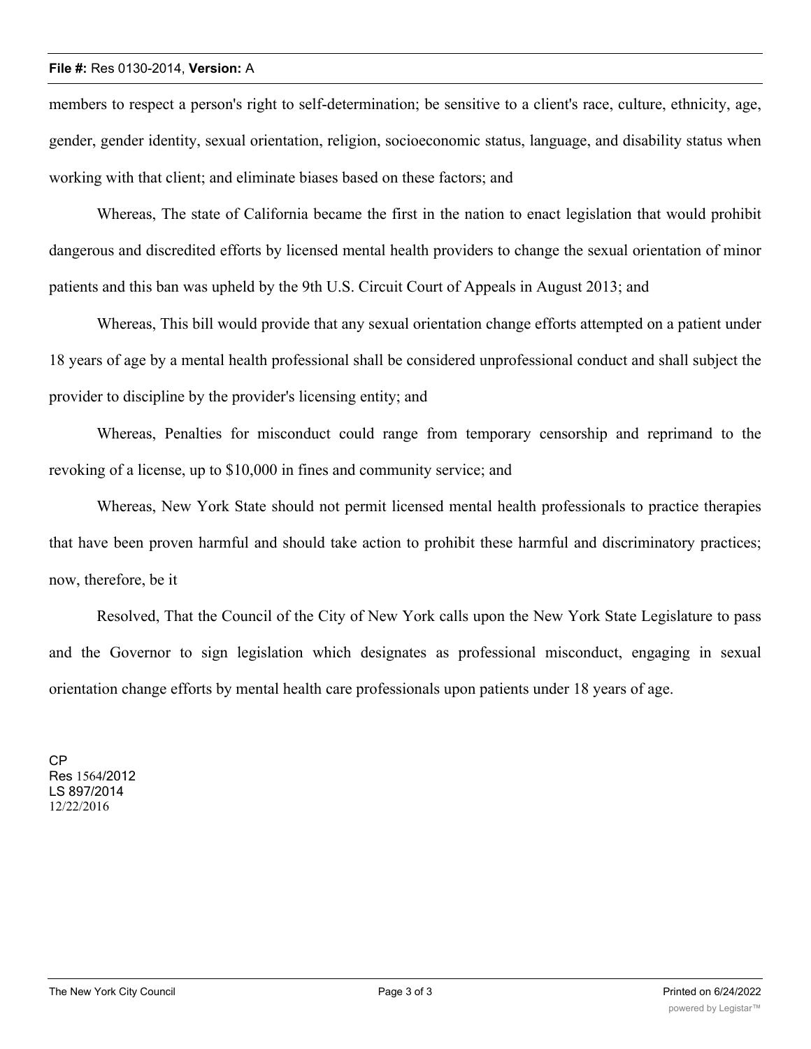members to respect a person's right to self-determination; be sensitive to a client's race, culture, ethnicity, age, gender, gender identity, sexual orientation, religion, socioeconomic status, language, and disability status when working with that client; and eliminate biases based on these factors; and

Whereas, The state of California became the first in the nation to enact legislation that would prohibit dangerous and discredited efforts by licensed mental health providers to change the sexual orientation of minor patients and this ban was upheld by the 9th U.S. Circuit Court of Appeals in August 2013; and

Whereas, This bill would provide that any sexual orientation change efforts attempted on a patient under 18 years of age by a mental health professional shall be considered unprofessional conduct and shall subject the provider to discipline by the provider's licensing entity; and

Whereas, Penalties for misconduct could range from temporary censorship and reprimand to the revoking of a license, up to $10,000 in fines and community service; and

Whereas, New York State should not permit licensed mental health professionals to practice therapies that have been proven harmful and should take action to prohibit these harmful and discriminatory practices; now, therefore, be it

Resolved, That the Council of the City of New York calls upon the New York State Legislature to pass and the Governor to sign legislation which designates as professional misconduct, engaging in sexual orientation change efforts by mental health care professionals upon patients under 18 years of age.

CP
Res 1564/2012
LS 897/2014
12/22/2016